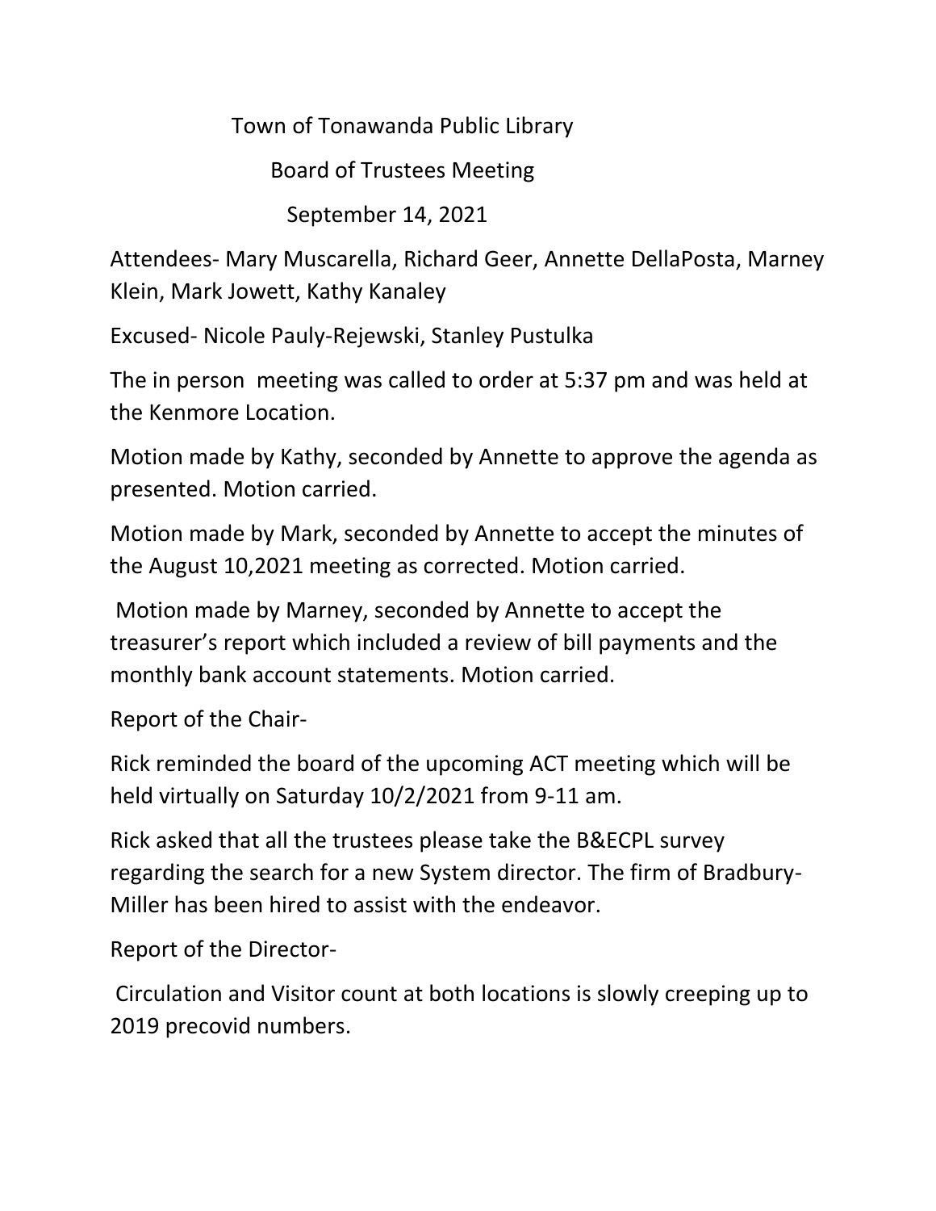Town of Tonawanda Public Library

Board of Trustees Meeting

September 14, 2021

Attendees- Mary Muscarella, Richard Geer, Annette DellaPosta, Marney Klein, Mark Jowett, Kathy Kanaley

Excused- Nicole Pauly-Rejewski, Stanley Pustulka

The in person meeting was called to order at 5:37 pm and was held at the Kenmore Location.

Motion made by Kathy, seconded by Annette to approve the agenda as presented. Motion carried.

Motion made by Mark, seconded by Annette to accept the minutes of the August 10,2021 meeting as corrected. Motion carried.

Motion made by Marney, seconded by Annette to accept the treasurer's report which included a review of bill payments and the monthly bank account statements. Motion carried.

Report of the Chair-

Rick reminded the board of the upcoming ACT meeting which will be held virtually on Saturday 10/2/2021 from 9-11 am.

Rick asked that all the trustees please take the B&ECPL survey regarding the search for a new System director. The firm of Bradbury-Miller has been hired to assist with the endeavor.

Report of the Director-

Circulation and Visitor count at both locations is slowly creeping up to 2019 precovid numbers.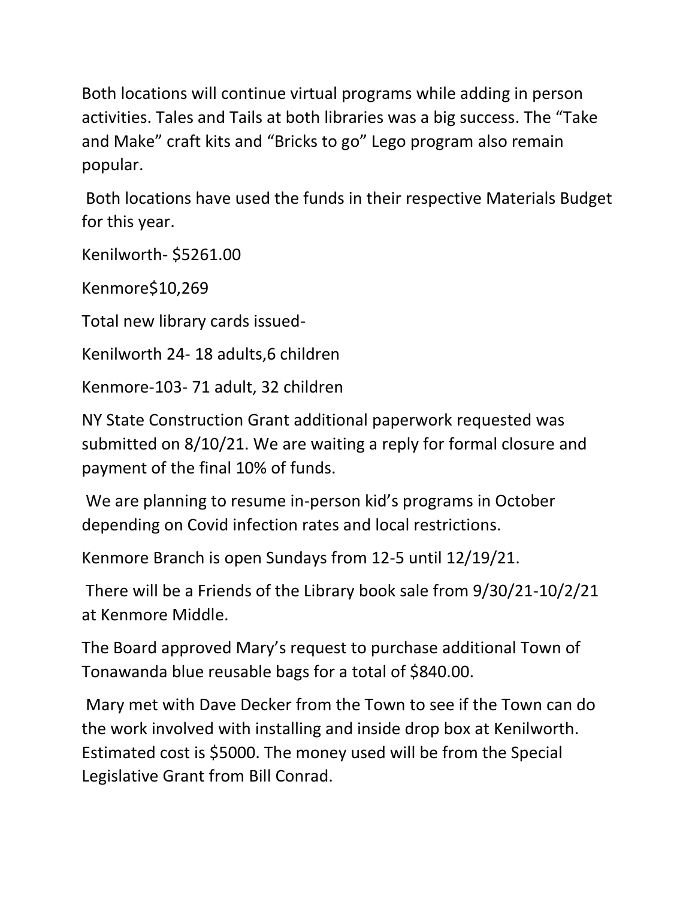Both locations will continue virtual programs while adding in person activities. Tales and Tails at both libraries was a big success. The "Take and Make" craft kits and "Bricks to go" Lego program also remain popular.

Both locations have used the funds in their respective Materials Budget for this year.

Kenilworth- $5261.00

Kenmore$10,269

Total new library cards issued-

Kenilworth 24- 18 adults,6 children

Kenmore-103- 71 adult, 32 children

NY State Construction Grant additional paperwork requested was submitted on 8/10/21. We are waiting a reply for formal closure and payment of the final 10% of funds.

We are planning to resume in-person kid's programs in October depending on Covid infection rates and local restrictions.

Kenmore Branch is open Sundays from 12-5 until 12/19/21.

There will be a Friends of the Library book sale from 9/30/21-10/2/21 at Kenmore Middle.

The Board approved Mary's request to purchase additional Town of Tonawanda blue reusable bags for a total of $840.00.

Mary met with Dave Decker from the Town to see if the Town can do the work involved with installing and inside drop box at Kenilworth. Estimated cost is $5000. The money used will be from the Special Legislative Grant from Bill Conrad.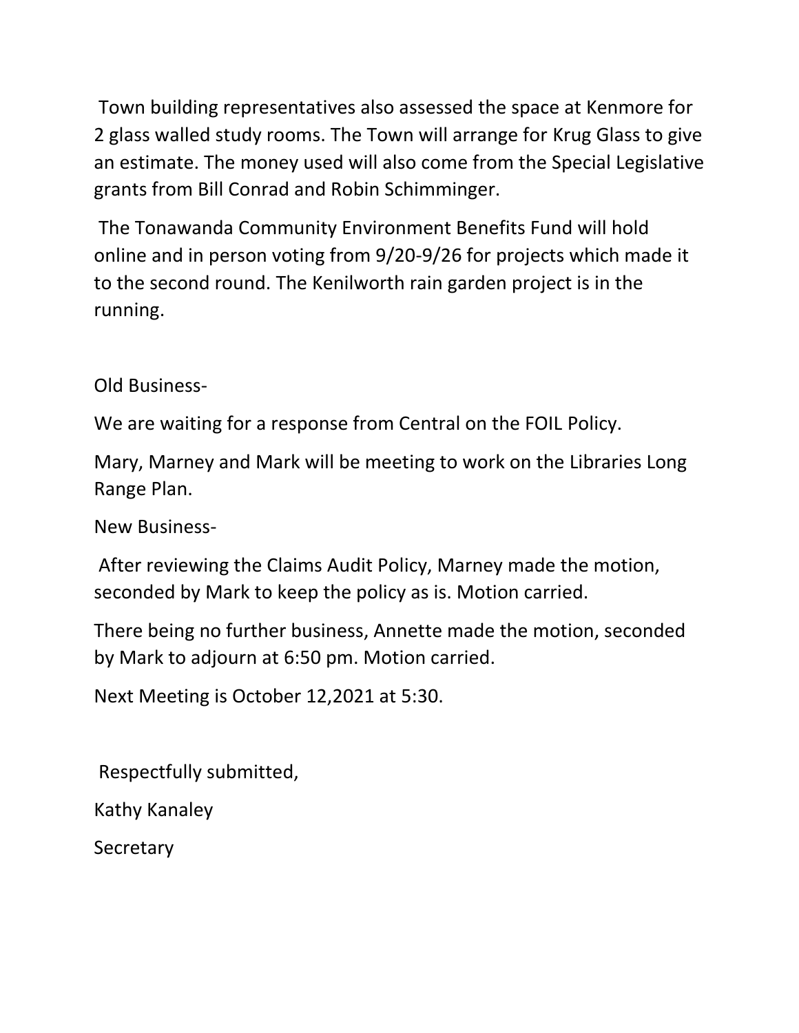Town building representatives also assessed the space at Kenmore for 2 glass walled study rooms. The Town will arrange for Krug Glass to give an estimate. The money used will also come from the Special Legislative grants from Bill Conrad and Robin Schimminger.

The Tonawanda Community Environment Benefits Fund will hold online and in person voting from 9/20-9/26 for projects which made it to the second round. The Kenilworth rain garden project is in the running.

Old Business-

We are waiting for a response from Central on the FOIL Policy.

Mary, Marney and Mark will be meeting to work on the Libraries Long Range Plan.

New Business-

After reviewing the Claims Audit Policy, Marney made the motion, seconded by Mark to keep the policy as is. Motion carried.

There being no further business, Annette made the motion, seconded by Mark to adjourn at 6:50 pm. Motion carried.

Next Meeting is October 12,2021 at 5:30.

Respectfully submitted,

Kathy Kanaley

Secretary